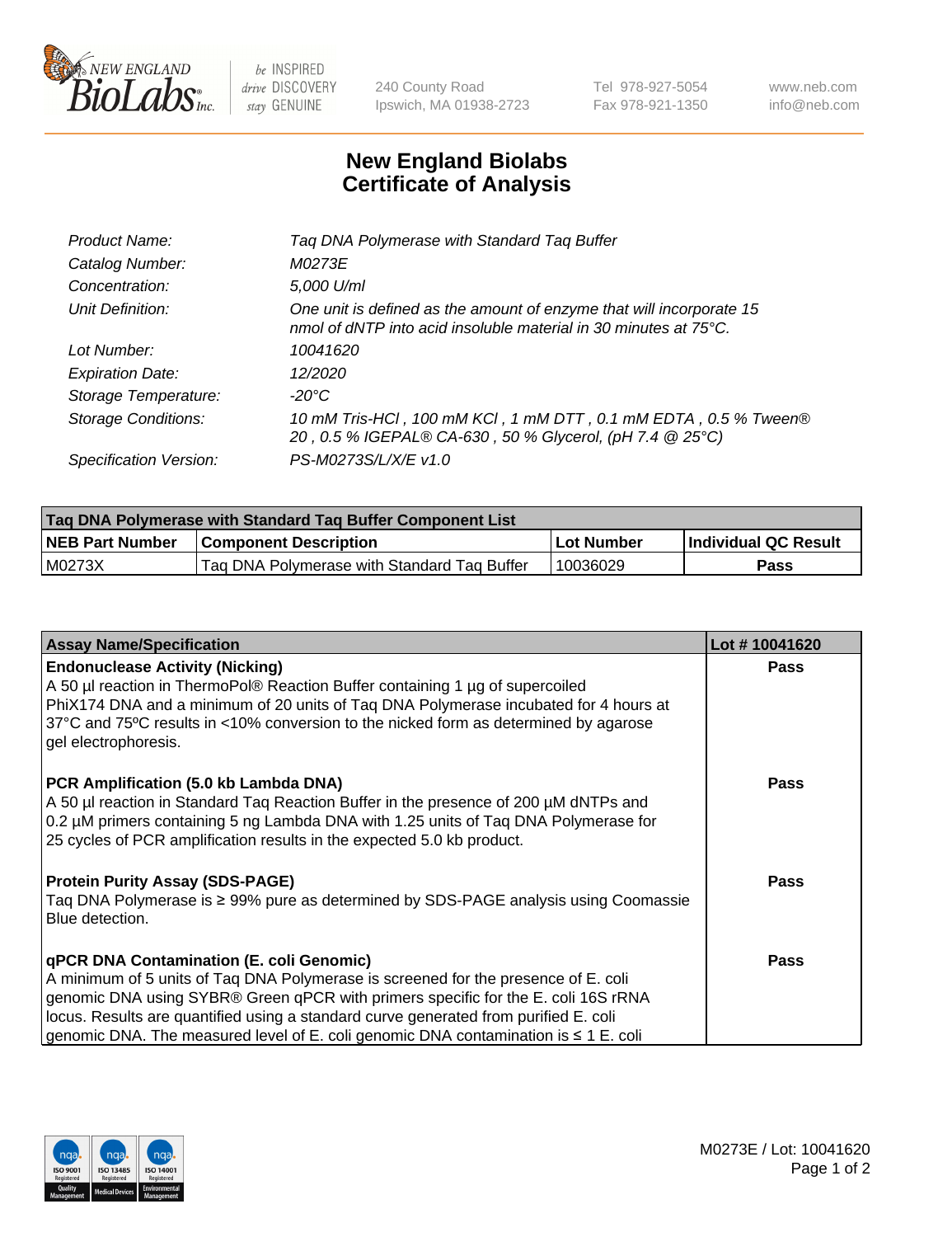# New England Biolabs Certificate of Analysis

| | |
|---|---|
| *Product Name:* | *Taq DNA Polymerase with Standard Taq Buffer* |
| *Catalog Number:* | *M0273E* |
| *Concentration:* | *5,000 U/ml* |
| *Unit Definition:* | *One unit is defined as the amount of enzyme that will incorporate 15 nmol of dNTP into acid insoluble material in 30 minutes at 75°C.* |
| *Lot Number:* | *10041620* |
| *Expiration Date:* | *12/2020* |
| *Storage Temperature:* | *-20°C* |
| *Storage Conditions:* | *10 mM Tris-HCl , 100 mM KCl , 1 mM DTT , 0.1 mM EDTA , 0.5 % Tween® 20 , 0.5 % IGEPAL® CA-630 , 50 % Glycerol, (pH 7.4 @ 25°C)* |
| *Specification Version:* | *PS-M0273S/L/X/E v1.0* |

| Taq DNA Polymerase with Standard Taq Buffer Component List | | | |
|---|---|---|---|
| **NEB Part Number** | **Component Description** | **Lot Number** | **Individual QC Result** |
| M0273X | Taq DNA Polymerase with Standard Taq Buffer | 10036029 | **Pass** |

| Assay Name/Specification | Lot # 10041620 |
|---|---|
| **Endonuclease Activity (Nicking)**<br>A 50 µl reaction in ThermoPol® Reaction Buffer containing 1 µg of supercoiled PhiX174 DNA and a minimum of 20 units of Taq DNA Polymerase incubated for 4 hours at 37°C and 75ºC results in <10% conversion to the nicked form as determined by agarose gel electrophoresis. | **Pass** |
| **PCR Amplification (5.0 kb Lambda DNA)**<br>A 50 µl reaction in Standard Taq Reaction Buffer in the presence of 200 µM dNTPs and 0.2 µM primers containing 5 ng Lambda DNA with 1.25 units of Taq DNA Polymerase for 25 cycles of PCR amplification results in the expected 5.0 kb product. | **Pass** |
| **Protein Purity Assay (SDS-PAGE)**<br>Taq DNA Polymerase is ≥ 99% pure as determined by SDS-PAGE analysis using Coomassie Blue detection. | **Pass** |
| **qPCR DNA Contamination (E. coli Genomic)**<br>A minimum of 5 units of Taq DNA Polymerase is screened for the presence of E. coli genomic DNA using SYBR® Green qPCR with primers specific for the E. coli 16S rRNA locus. Results are quantified using a standard curve generated from purified E. coli genomic DNA. The measured level of E. coli genomic DNA contamination is ≤ 1 E. coli | **Pass** |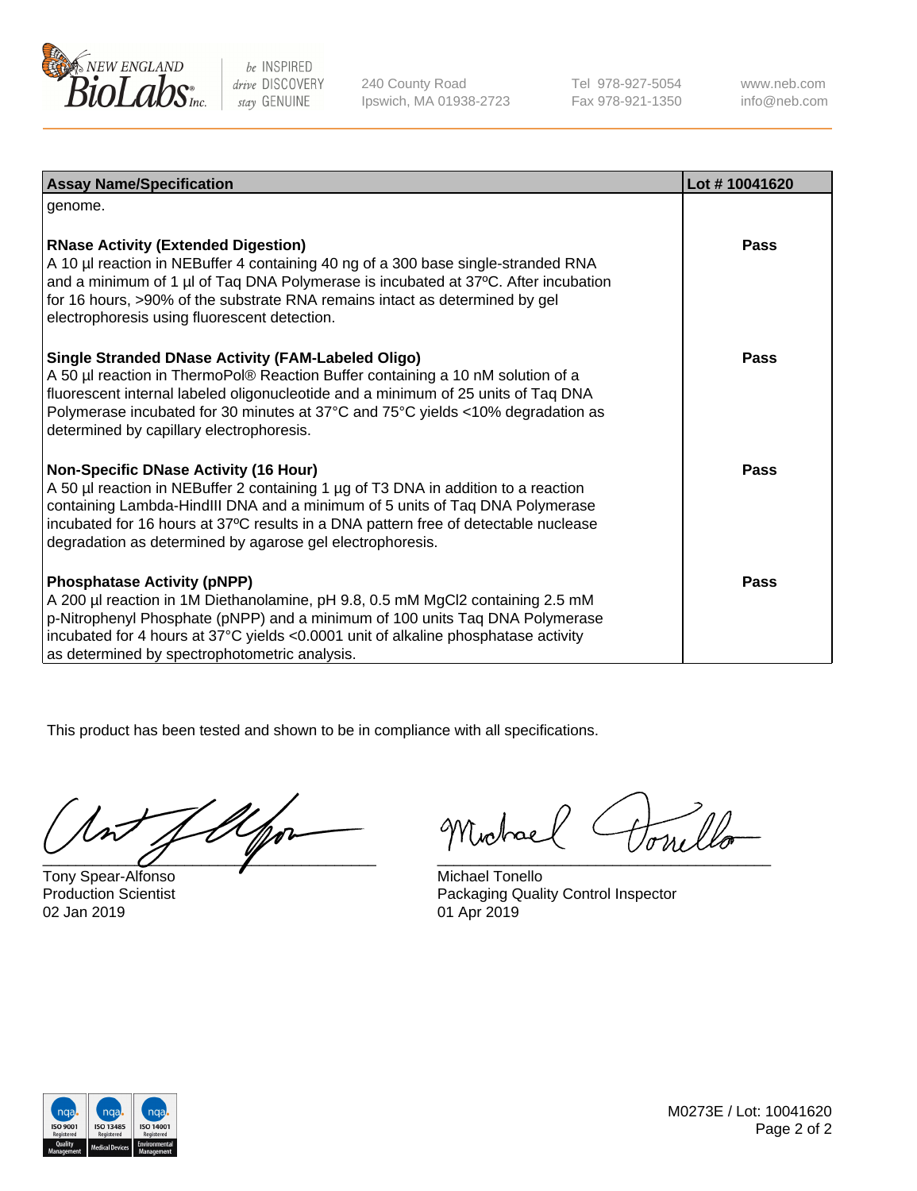| Assay Name/Specification | Lot # 10041620 |
| --- | --- |
| genome. | |
| **RNase Activity (Extended Digestion)**<br>A 10 µl reaction in NEBuffer 4 containing 40 ng of a 300 base single-stranded RNA and a minimum of 1 µl of Taq DNA Polymerase is incubated at 37ºC. After incubation for 16 hours, >90% of the substrate RNA remains intact as determined by gel electrophoresis using fluorescent detection. | **Pass** |
| **Single Stranded DNase Activity (FAM-Labeled Oligo)**<br>A 50 µl reaction in ThermoPol® Reaction Buffer containing a 10 nM solution of a fluorescent internal labeled oligonucleotide and a minimum of 25 units of Taq DNA Polymerase incubated for 30 minutes at 37°C and 75°C yields <10% degradation as determined by capillary electrophoresis. | **Pass** |
| **Non-Specific DNase Activity (16 Hour)**<br>A 50 µl reaction in NEBuffer 2 containing 1 µg of T3 DNA in addition to a reaction containing Lambda-HindIII DNA and a minimum of 5 units of Taq DNA Polymerase incubated for 16 hours at 37ºC results in a DNA pattern free of detectable nuclease degradation as determined by agarose gel electrophoresis. | **Pass** |
| **Phosphatase Activity (pNPP)**<br>A 200 µl reaction in 1M Diethanolamine, pH 9.8, 0.5 mM $MgCl_2$ containing 2.5 mM p-Nitrophenyl Phosphate (pNPP) and a minimum of 100 units Taq DNA Polymerase incubated for 4 hours at 37°C yields <0.0001 unit of alkaline phosphatase activity as determined by spectrophotometric analysis. | **Pass** |

This product has been tested and shown to be in compliance with all specifications.

Tony Spear-Alfonso
Production Scientist
02 Jan 2019

Michael Tonello
Packaging Quality Control Inspector
01 Apr 2019

M0273E / Lot: 10041620